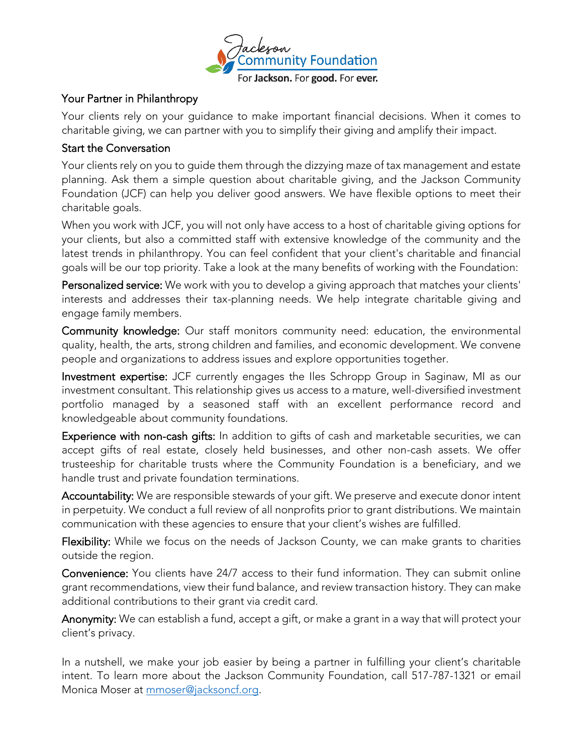Jackson Community Foundation

For Jackson. For good. For ever.

## Your Partner in Philanthropy

Your clients rely on your guidance to make important financial decisions. When it comes to charitable giving, we can partner with you to simplify their giving and amplify their impact.

## Start the Conversation

Your clients rely on you to guide them through the dizzying maze of tax management and estate planning. Ask them a simple question about charitable giving, and the Jackson Community Foundation (JCF) can help you deliver good answers. We have flexible options to meet their charitable goals.

When you work with JCF, you will not only have access to a host of charitable giving options for your clients, but also a committed staff with extensive knowledge of the community and the latest trends in philanthropy. You can feel confident that your client's charitable and financial goals will be our top priority. Take a look at the many benefits of working with the Foundation:

**Personalized service:** We work with you to develop a giving approach that matches your clients' interests and addresses their tax-planning needs. We help integrate charitable giving and engage family members.

**Community knowledge:** Our staff monitors community need: education, the environmental quality, health, the arts, strong children and families, and economic development. We convene people and organizations to address issues and explore opportunities together.

**Investment expertise:** JCF currently engages the Iles Schropp Group in Saginaw, MI as our investment consultant. This relationship gives us access to a mature, well-diversified investment portfolio managed by a seasoned staff with an excellent performance record and knowledgeable about community foundations.

**Experience with non-cash gifts:** In addition to gifts of cash and marketable securities, we can accept gifts of real estate, closely held businesses, and other non-cash assets. We offer trusteeship for charitable trusts where the Community Foundation is a beneficiary, and we handle trust and private foundation terminations.

**Accountability:** We are responsible stewards of your gift. We preserve and execute donor intent in perpetuity. We conduct a full review of all nonprofits prior to grant distributions. We maintain communication with these agencies to ensure that your client's wishes are fulfilled.

**Flexibility:** While we focus on the needs of Jackson County, we can make grants to charities outside the region.

**Convenience:** You clients have 24/7 access to their fund information. They can submit online grant recommendations, view their fund balance, and review transaction history. They can make additional contributions to their grant via credit card.

**Anonymity:** We can establish a fund, accept a gift, or make a grant in a way that will protect your client's privacy.

In a nutshell, we make your job easier by being a partner in fulfilling your client's charitable intent. To learn more about the Jackson Community Foundation, call 517-787-1321 or email Monica Moser at [mmoser@jacksoncf.org](mailto:mmoser@jacksoncf.org).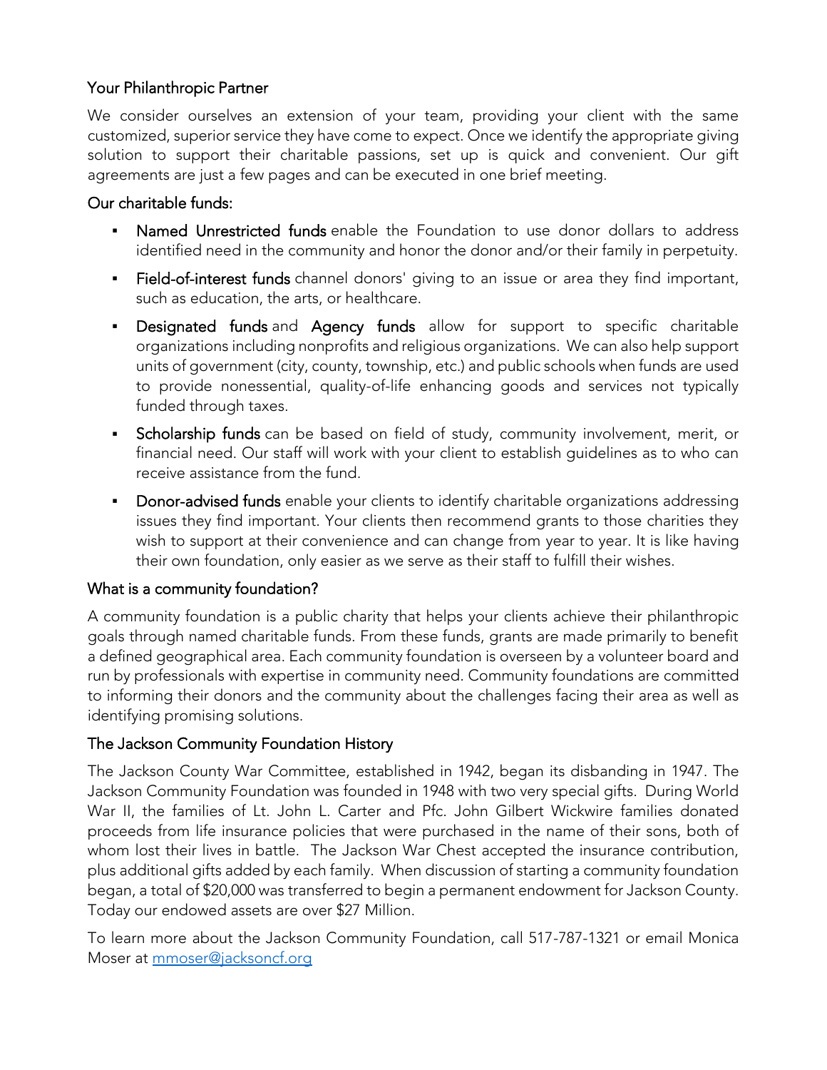## Your Philanthropic Partner

We consider ourselves an extension of your team, providing your client with the same customized, superior service they have come to expect. Once we identify the appropriate giving solution to support their charitable passions, set up is quick and convenient. Our gift agreements are just a few pages and can be executed in one brief meeting.

## Our charitable funds:

- **Named Unrestricted funds** enable the Foundation to use donor dollars to address identified need in the community and honor the donor and/or their family in perpetuity.
- **Field-of-interest funds** channel donors' giving to an issue or area they find important, such as education, the arts, or healthcare.
- **Designated funds** and **Agency funds** allow for support to specific charitable organizations including nonprofits and religious organizations. We can also help support units of government (city, county, township, etc.) and public schools when funds are used to provide nonessential, quality-of-life enhancing goods and services not typically funded through taxes.
- **Scholarship funds** can be based on field of study, community involvement, merit, or financial need. Our staff will work with your client to establish guidelines as to who can receive assistance from the fund.
- **Donor-advised funds** enable your clients to identify charitable organizations addressing issues they find important. Your clients then recommend grants to those charities they wish to support at their convenience and can change from year to year. It is like having their own foundation, only easier as we serve as their staff to fulfill their wishes.

## What is a community foundation?

A community foundation is a public charity that helps your clients achieve their philanthropic goals through named charitable funds. From these funds, grants are made primarily to benefit a defined geographical area. Each community foundation is overseen by a volunteer board and run by professionals with expertise in community need. Community foundations are committed to informing their donors and the community about the challenges facing their area as well as identifying promising solutions.

## The Jackson Community Foundation History

The Jackson County War Committee, established in 1942, began its disbanding in 1947. The Jackson Community Foundation was founded in 1948 with two very special gifts. During World War II, the families of Lt. John L. Carter and Pfc. John Gilbert Wickwire families donated proceeds from life insurance policies that were purchased in the name of their sons, both of whom lost their lives in battle. The Jackson War Chest accepted the insurance contribution, plus additional gifts added by each family. When discussion of starting a community foundation began, a total of $20,000 was transferred to begin a permanent endowment for Jackson County. Today our endowed assets are over $27 Million.

To learn more about the Jackson Community Foundation, call 517-787-1321 or email Monica Moser at [mmoser@jacksoncf.org](mailto:mmoser@jacksoncf.org)